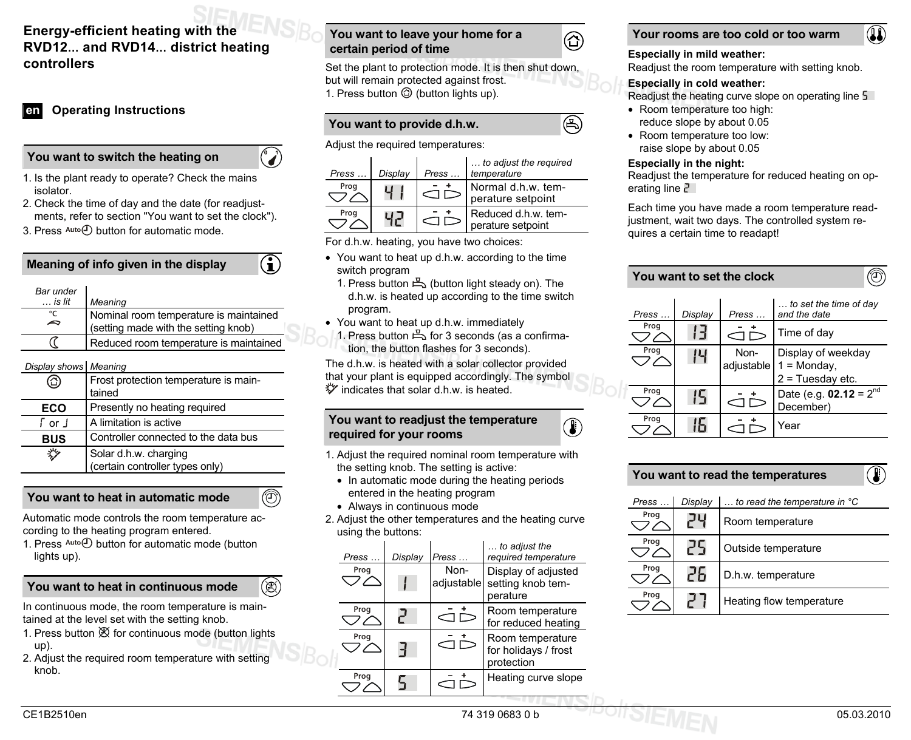# Energy-efficient heating with the RVD12... and RVD14... district heating controllers

**en** **Operating Instructions**

## You want to switch the heating on

1. Is the plant ready to operate? Check the mains isolator.
2. Check the time of day and the date (for readjustments, refer to section "You want to set the clock").
3. Press Auto button for automatic mode.

## Meaning of info given in the display

| *Bar under … is lit* | *Meaning* |
|---|---|
| °C | Nominal room temperature is maintained (setting made with the setting knob) |
| ☾ | Reduced room temperature is maintained |

| *Display shows* | *Meaning* |
|---|---|
| ⌂ | Frost protection temperature is maintained |
| **ECO** | Presently no heating required |
| ⎡ or ⎦ | A limitation is active |
| **BUS** | Controller connected to the data bus |
| ☼ | Solar d.h.w. charging (certain controller types only) |

## You want to heat in automatic mode

Automatic mode controls the room temperature according to the heating program entered.

1. Press Auto button for automatic mode (button lights up).

## You want to heat in continuous mode

In continuous mode, the room temperature is maintained at the level set with the setting knob.

1. Press button for continuous mode (button lights up).
2. Adjust the required room temperature with setting knob.

## You want to leave your home for a certain period of time

Set the plant to protection mode. It is then shut down, but will remain protected against frost.

1. Press button ⌂ (button lights up).

## You want to provide d.h.w.

Adjust the required temperatures:

| *Press …* | *Display* | *Press …* | *… to adjust the required temperature* |
|---|---|---|---|
| Prog | 41 | – + | Normal d.h.w. temperature setpoint |
| Prog | 42 | – + | Reduced d.h.w. temperature setpoint |

For d.h.w. heating, you have two choices:

- You want to heat up d.h.w. according to the time switch program
  1. Press button (button light steady on). The d.h.w. is heated up according to the time switch program.
- You want to heat up d.h.w. immediately
  1. Press button for 3 seconds (as a confirmation, the button flashes for 3 seconds).

The d.h.w. is heated with a solar collector provided that your plant is equipped accordingly. The symbol ☼ indicates that solar d.h.w. is heated.

## You want to readjust the temperature required for your rooms

1. Adjust the required nominal room temperature with the setting knob. The setting is active:
   - In automatic mode during the heating periods entered in the heating program
   - Always in continuous mode
2. Adjust the other temperatures and the heating curve using the buttons:

| *Press …* | *Display* | *Press …* | *… to adjust the required temperature* |
|---|---|---|---|
| Prog | 1 | Non-adjustable | Display of adjusted setting knob temperature |
| Prog | 2 | – + | Room temperature for reduced heating |
| Prog | 3 | – + | Room temperature for holidays / frost protection |
| Prog | 5 | – + | Heating curve slope |

## Your rooms are too cold or too warm

**Especially in mild weather:**
Readjust the room temperature with setting knob.

**Especially in cold weather:**
Readjust the heating curve slope on operating line 5

- Room temperature too high: reduce slope by about 0.05
- Room temperature too low: raise slope by about 0.05

**Especially in the night:**
Readjust the temperature for reduced heating on operating line 2

Each time you have made a room temperature readjustment, wait two days. The controlled system requires a certain time to readapt!

## You want to set the clock

| *Press …* | *Display* | *Press …* | *… to set the time of day and the date* |
|---|---|---|---|
| Prog | 13 | – + | Time of day |
| Prog | 14 | Non-adjustable | Display of weekday 1 = Monday, 2 = Tuesday etc. |
| Prog | 15 | – + | Date (e.g. **02.12** = 2nd December) |
| Prog | 16 | – + | Year |

## You want to read the temperatures

| *Press …* | *Display* | *… to read the temperature in °C* |
|---|---|---|
| Prog | 24 | Room temperature |
| Prog | 25 | Outside temperature |
| Prog | 26 | D.h.w. temperature |
| Prog | 27 | Heating flow temperature |

CE1B2510en 74 319 0683 0 b 05.03.2010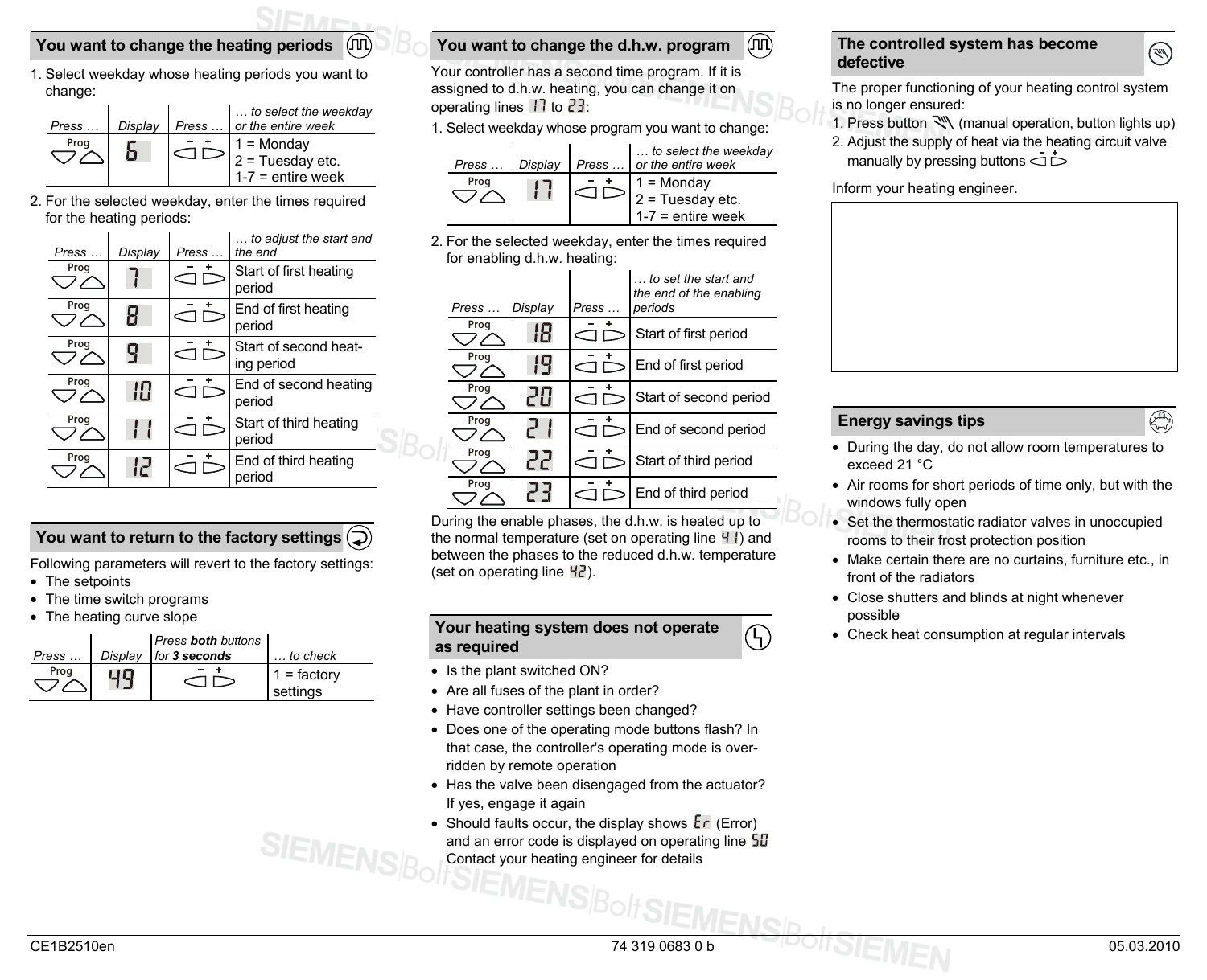## You want to change the heating periods

1. Select weekday whose heating periods you want to change:

| *Press …* | *Display* | *Press …* | *… to select the weekday or the entire week* |
|---|---|---|---|
| Prog | 6 | – + | 1 = Monday<br>2 = Tuesday etc.<br>1-7 = entire week |

2. For the selected weekday, enter the times required for the heating periods:

| *Press …* | *Display* | *Press …* | *… to adjust the start and the end* |
|---|---|---|---|
| Prog | 7 | – + | Start of first heating period |
| Prog | 8 | – + | End of first heating period |
| Prog | 9 | – + | Start of second heating period |
| Prog | 10 | – + | End of second heating period |
| Prog | 11 | – + | Start of third heating period |
| Prog | 12 | – + | End of third heating period |

## You want to return to the factory settings

Following parameters will revert to the factory settings:

- The setpoints
- The time switch programs
- The heating curve slope

| *Press …* | *Display* | *Press **both** buttons for **3 seconds*** | *… to check* |
|---|---|---|---|
| Prog | 49 | – + | 1 = factory settings |

## You want to change the d.h.w. program

Your controller has a second time program. If it is assigned to d.h.w. heating, you can change it on operating lines 17 to 23:

1. Select weekday whose program you want to change:

| *Press …* | *Display* | *Press …* | *… to select the weekday or the entire week* |
|---|---|---|---|
| Prog | 17 | – + | 1 = Monday<br>2 = Tuesday etc.<br>1-7 = entire week |

2. For the selected weekday, enter the times required for enabling d.h.w. heating:

| *Press …* | *Display* | *Press …* | *… to set the start and the end of the enabling periods* |
|---|---|---|---|
| Prog | 18 | – + | Start of first period |
| Prog | 19 | – + | End of first period |
| Prog | 20 | – + | Start of second period |
| Prog | 21 | – + | End of second period |
| Prog | 22 | – + | Start of third period |
| Prog | 23 | – + | End of third period |

During the enable phases, the d.h.w. is heated up to the normal temperature (set on operating line 41) and between the phases to the reduced d.h.w. temperature (set on operating line 42).

## Your heating system does not operate as required

- Is the plant switched ON?
- Are all fuses of the plant in order?
- Have controller settings been changed?
- Does one of the operating mode buttons flash? In that case, the controller's operating mode is overridden by remote operation
- Has the valve been disengaged from the actuator? If yes, engage it again
- Should faults occur, the display shows Er (Error) and an error code is displayed on operating line 50 Contact your heating engineer for details

## The controlled system has become defective

The proper functioning of your heating control system is no longer ensured:

1. Press button (manual operation, button lights up)
2. Adjust the supply of heat via the heating circuit valve manually by pressing buttons – +

Inform your heating engineer.

## Energy savings tips

- During the day, do not allow room temperatures to exceed 21 °C
- Air rooms for short periods of time only, but with the windows fully open
- Set the thermostatic radiator valves in unoccupied rooms to their frost protection position
- Make certain there are no curtains, furniture etc., in front of the radiators
- Close shutters and blinds at night whenever possible
- Check heat consumption at regular intervals

CE1B2510en 74 319 0683 0 b 05.03.2010